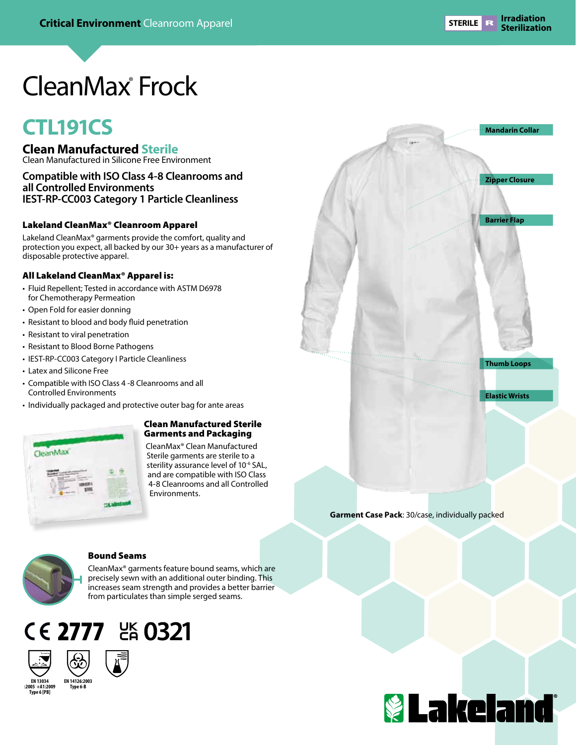Critical Environment Cleanroom Apparel

STERILE R Irradiation Sterilization

# CleanMax® Frock

## CTL191CS

### Clean Manufactured Sterile

Clean Manufactured in Silicone Free Environment

**Compatible with ISO Class 4-8 Cleanrooms and all Controlled Environments**
**IEST-RP-CC003 Category 1 Particle Cleanliness**

### Lakeland CleanMax® Cleanroom Apparel

Lakeland CleanMax® garments provide the comfort, quality and protection you expect, all backed by our 30+ years as a manufacturer of disposable protective apparel.

### All Lakeland CleanMax® Apparel is:

- Fluid Repellent; Tested in accordance with ASTM D6978 for Chemotherapy Permeation
- Open Fold for easier donning
- Resistant to blood and body fluid penetration
- Resistant to viral penetration
- Resistant to Blood Borne Pathogens
- IEST-RP-CC003 Category I Particle Cleanliness
- Latex and Silicone Free
- Compatible with ISO Class 4 -8 Cleanrooms and all Controlled Environments
- Individually packaged and protective outer bag for ante areas

Mandarin Collar

Zipper Closure

Barrier Flap

Thumb Loops

Elastic Wrists

### Clean Manufactured Sterile Garments and Packaging

CleanMax® Clean Manufactured Sterile garments are sterile to a sterility assurance level of $10^{-6}$ SAL, and are compatible with ISO Class 4-8 Cleanrooms and all Controlled Environments.

**Garment Case Pack**: 30/case, individually packed

### Bound Seams

CleanMax® garments feature bound seams, which are precisely sewn with an additional outer binding. This increases seam strength and provides a better barrier from particulates than simple serged seams.

CE 2777 UKCA 0321

EN 13034 :2005 +A1:2009 Type 6 [PB]

EN 14126:2003 Type 6-B

Lakeland®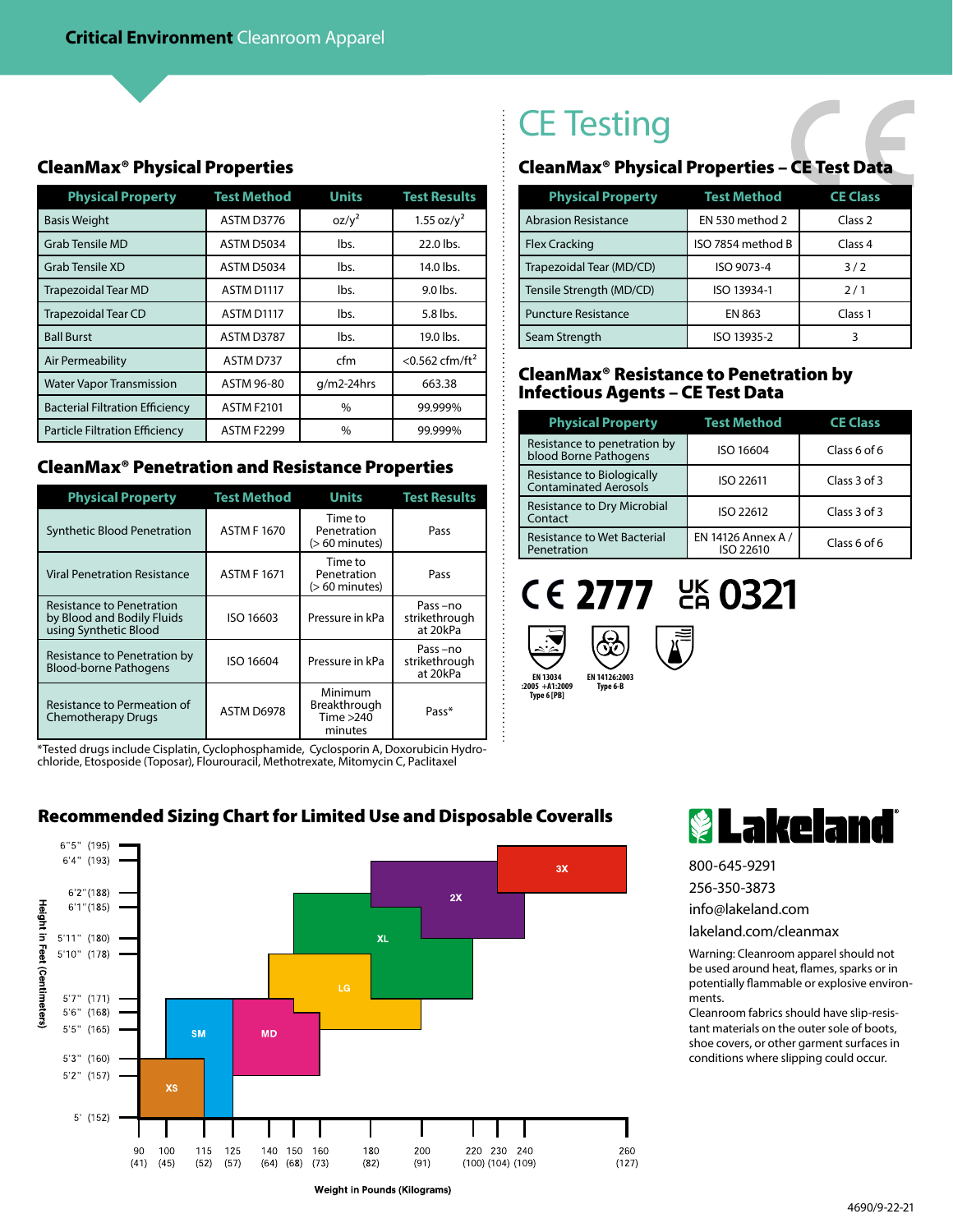**Critical Environment** Cleanroom Apparel

## CleanMax® Physical Properties

| Physical Property | Test Method | Units | Test Results |
|---|---|---|---|
| Basis Weight | ASTM D3776 | $oz/y^2$ | 1.55 $oz/y^2$ |
| Grab Tensile MD | ASTM D5034 | lbs. | 22.0 lbs. |
| Grab Tensile XD | ASTM D5034 | lbs. | 14.0 lbs. |
| Trapezoidal Tear MD | ASTM D1117 | lbs. | 9.0 lbs. |
| Trapezoidal Tear CD | ASTM D1117 | lbs. | 5.8 lbs. |
| Ball Burst | ASTM D3787 | lbs. | 19.0 lbs. |
| Air Permeability | ASTM D737 | cfm | <0.562 $cfm/ft^2$ |
| Water Vapor Transmission | ASTM 96-80 | g/m2-24hrs | 663.38 |
| Bacterial Filtration Efficiency | ASTM F2101 | % | 99.999% |
| Particle Filtration Efficiency | ASTM F2299 | % | 99.999% |

## CleanMax® Penetration and Resistance Properties

| Physical Property | Test Method | Units | Test Results |
|---|---|---|---|
| Synthetic Blood Penetration | ASTM F 1670 | Time to Penetration (> 60 minutes) | Pass |
| Viral Penetration Resistance | ASTM F 1671 | Time to Penetration (> 60 minutes) | Pass |
| Resistance to Penetration by Blood and Bodily Fluids using Synthetic Blood | ISO 16603 | Pressure in kPa | Pass –no strikethrough at 20kPa |
| Resistance to Penetration by Blood-borne Pathogens | ISO 16604 | Pressure in kPa | Pass –no strikethrough at 20kPa |
| Resistance to Permeation of Chemotherapy Drugs | ASTM D6978 | Minimum Breakthrough Time >240 minutes | Pass* |

*Tested drugs include Cisplatin, Cyclophosphamide, Cyclosporin A, Doxorubicin Hydrochloride, Etosposide (Toposar), Flourouracil, Methotrexate, Mitomycin C, Paclitaxel

# CE Testing

## CleanMax® Physical Properties – CE Test Data

| Physical Property | Test Method | CE Class |
|---|---|---|
| Abrasion Resistance | EN 530 method 2 | Class 2 |
| Flex Cracking | ISO 7854 method B | Class 4 |
| Trapezoidal Tear (MD/CD) | ISO 9073-4 | 3 / 2 |
| Tensile Strength (MD/CD) | ISO 13934-1 | 2 / 1 |
| Puncture Resistance | EN 863 | Class 1 |
| Seam Strength | ISO 13935-2 | 3 |

## CleanMax® Resistance to Penetration by Infectious Agents – CE Test Data

| Physical Property | Test Method | CE Class |
|---|---|---|
| Resistance to penetration by blood borne Pathogens | ISO 16604 | Class 6 of 6 |
| Resistance to Biologically Contaminated Aerosols | ISO 22611 | Class 3 of 3 |
| Resistance to Dry Microbial Contact | ISO 22612 | Class 3 of 3 |
| Resistance to Wet Bacterial Penetration | EN 14126 Annex A / ISO 22610 | Class 6 of 6 |

CE 2777 UKCA 0321

EN 13034 :2005 +A1:2009 Type 6 [PB]

EN 14126:2003 Type 6-B

## Recommended Sizing Chart for Limited Use and Disposable Coveralls

Height in Feet (Centimeters)

6'5" (195)
6'4" (193)
6'2" (188)
6'1" (185)
5'11" (180)
5'10" (178)
5'7" (171)
5'6" (168)
5'5" (165)
5'3" (160)
5'2" (157)
5' (152)

XS
SM
MD
LG
XL
2X
3X

90 (41)
100 (45)
115 (52)
125 (57)
140 (64)
150 (68)
160 (73)
180 (82)
200 (91)
220 (100)
230 (104)
240 (109)
260 (127)

Weight in Pounds (Kilograms)

**Lakeland**

800-645-9291
256-350-3873
info@lakeland.com
lakeland.com/cleanmax

Warning: Cleanroom apparel should not be used around heat, flames, sparks or in potentially flammable or explosive environments.
Cleanroom fabrics should have slip-resistant materials on the outer sole of boots, shoe covers, or other garment surfaces in conditions where slipping could occur.

4690/9-22-21